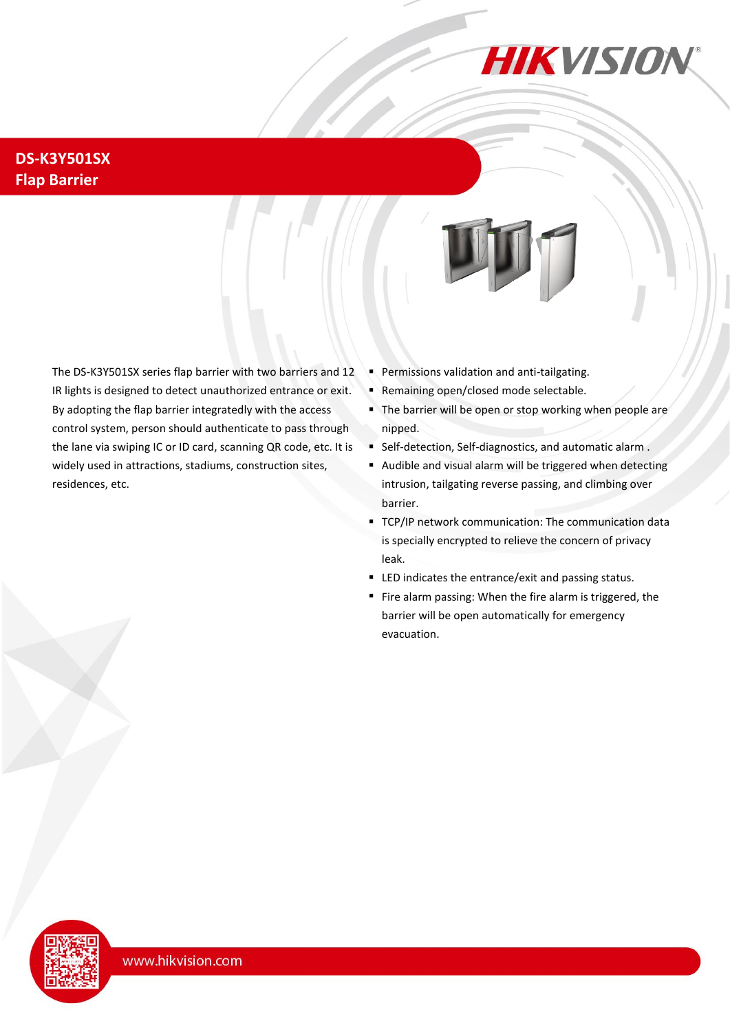# DS-K3Y501SX
## Flap Barrier

The DS-K3Y501SX series flap barrier with two barriers and 12 IR lights is designed to detect unauthorized entrance or exit. By adopting the flap barrier integratedly with the access control system, person should authenticate to pass through the lane via swiping IC or ID card, scanning QR code, etc. It is widely used in attractions, stadiums, construction sites, residences, etc.

- Permissions validation and anti-tailgating.
- Remaining open/closed mode selectable.
- The barrier will be open or stop working when people are nipped.
- Self-detection, Self-diagnostics, and automatic alarm .
- Audible and visual alarm will be triggered when detecting intrusion, tailgating reverse passing, and climbing over barrier.
- TCP/IP network communication: The communication data is specially encrypted to relieve the concern of privacy leak.
- LED indicates the entrance/exit and passing status.
- Fire alarm passing: When the fire alarm is triggered, the barrier will be open automatically for emergency evacuation.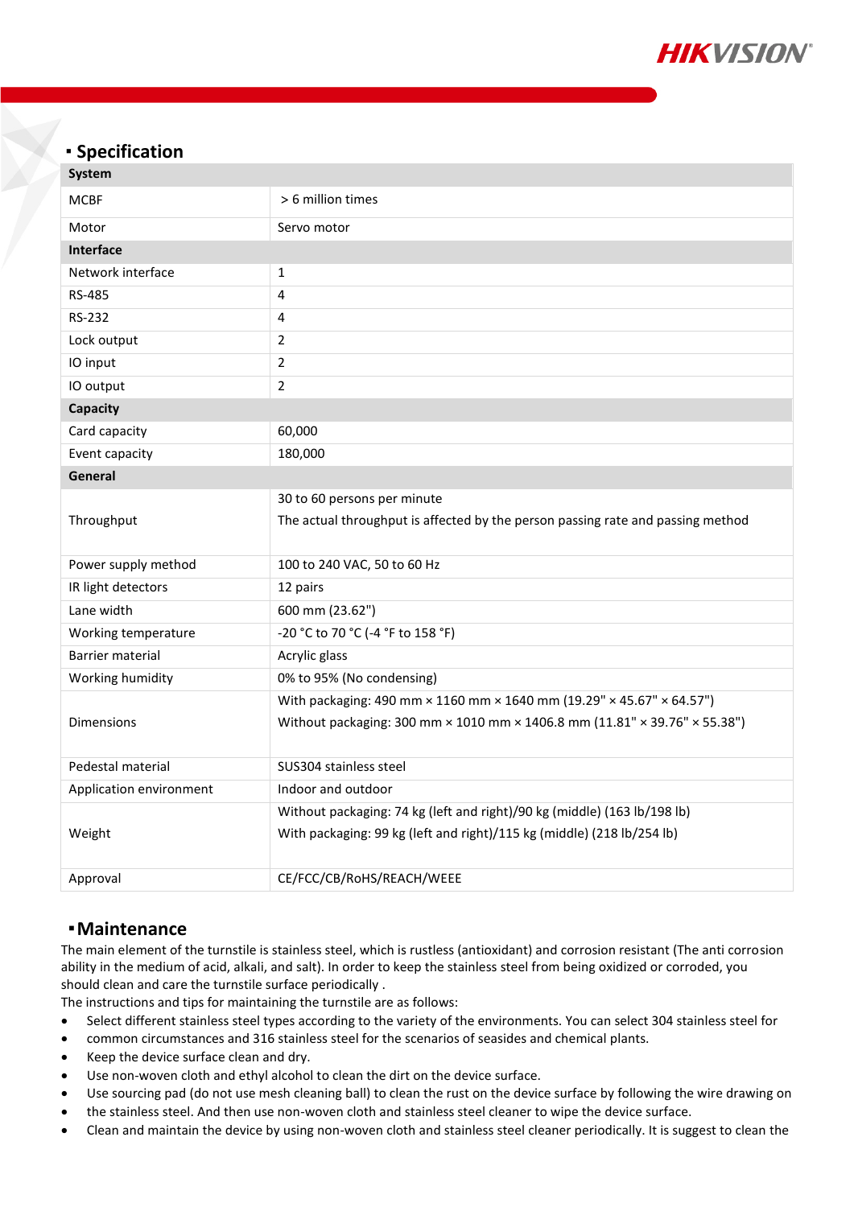## ▪ Specification

| System | |
|---|---|
| MCBF | > 6 million times |
| Motor | Servo motor |
| **Interface** | |
| Network interface | 1 |
| RS-485 | 4 |
| RS-232 | 4 |
| Lock output | 2 |
| IO input | 2 |
| IO output | 2 |
| **Capacity** | |
| Card capacity | 60,000 |
| Event capacity | 180,000 |
| **General** | |
| Throughput | 30 to 60 persons per minute<br>The actual throughput is affected by the person passing rate and passing method |
| Power supply method | 100 to 240 VAC, 50 to 60 Hz |
| IR light detectors | 12 pairs |
| Lane width | 600 mm (23.62") |
| Working temperature | -20 °C to 70 °C (-4 °F to 158 °F) |
| Barrier material | Acrylic glass |
| Working humidity | 0% to 95% (No condensing) |
| Dimensions | With packaging: 490 mm × 1160 mm × 1640 mm (19.29" × 45.67" × 64.57")<br>Without packaging: 300 mm × 1010 mm × 1406.8 mm (11.81" × 39.76" × 55.38") |
| Pedestal material | SUS304 stainless steel |
| Application environment | Indoor and outdoor |
| Weight | Without packaging: 74 kg (left and right)/90 kg (middle) (163 lb/198 lb)<br>With packaging: 99 kg (left and right)/115 kg (middle) (218 lb/254 lb) |
| Approval | CE/FCC/CB/RoHS/REACH/WEEE |

## ▪ Maintenance

The main element of the turnstile is stainless steel, which is rustless (antioxidant) and corrosion resistant (The anti corrosion ability in the medium of acid, alkali, and salt). In order to keep the stainless steel from being oxidized or corroded, you should clean and care the turnstile surface periodically .

The instructions and tips for maintaining the turnstile are as follows:

- Select different stainless steel types according to the variety of the environments. You can select 304 stainless steel for
- common circumstances and 316 stainless steel for the scenarios of seasides and chemical plants.
- Keep the device surface clean and dry.
- Use non-woven cloth and ethyl alcohol to clean the dirt on the device surface.
- Use sourcing pad (do not use mesh cleaning ball) to clean the rust on the device surface by following the wire drawing on
- the stainless steel. And then use non-woven cloth and stainless steel cleaner to wipe the device surface.
- Clean and maintain the device by using non-woven cloth and stainless steel cleaner periodically. It is suggest to clean the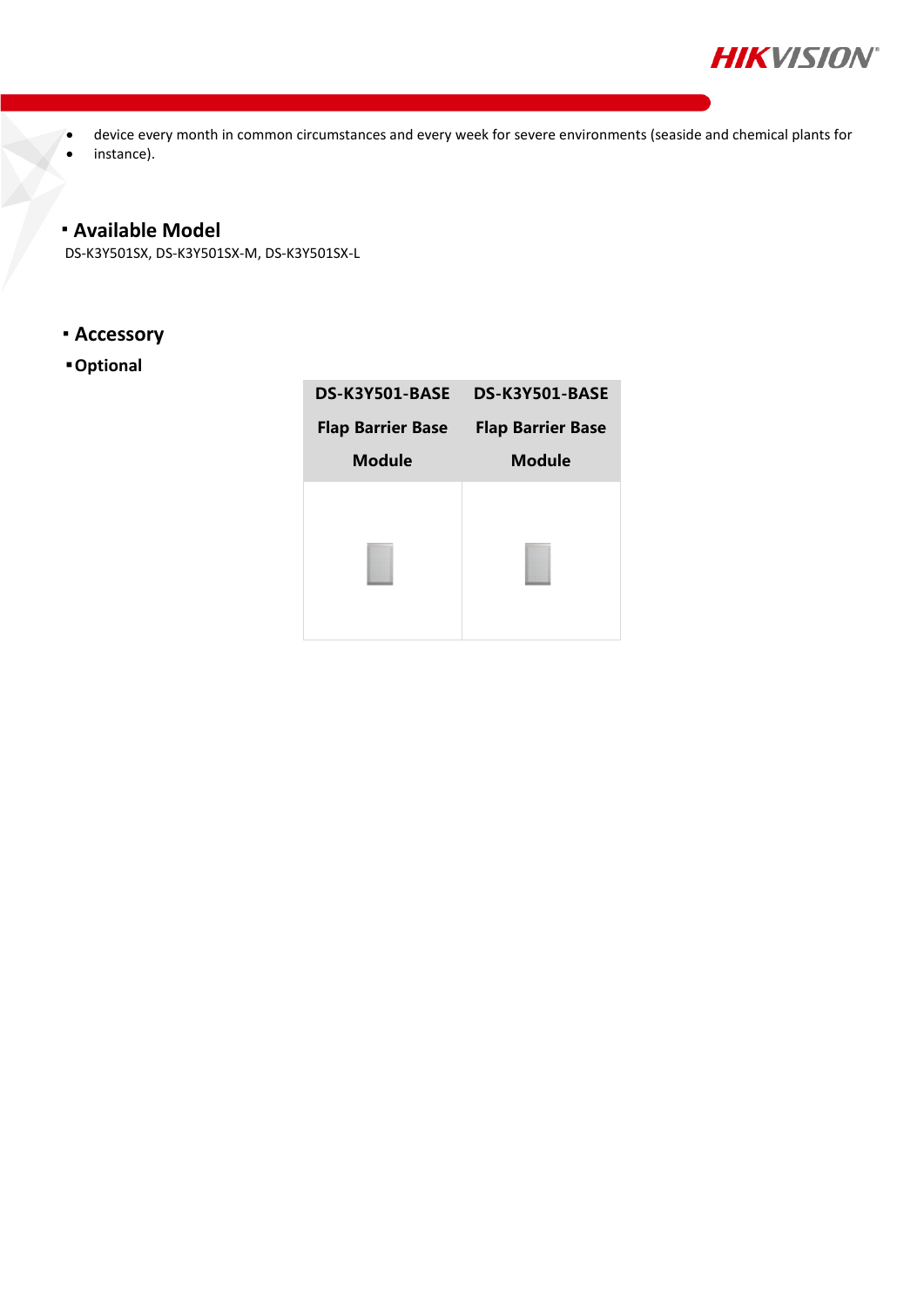- device every month in common circumstances and every week for severe environments (seaside and chemical plants for
- instance).

## Available Model

DS-K3Y501SX, DS-K3Y501SX-M, DS-K3Y501SX-L

## Accessory

### Optional

| DS-K3Y501-BASE Flap Barrier Base Module | DS-K3Y501-BASE Flap Barrier Base Module |
| --- | --- |
| | |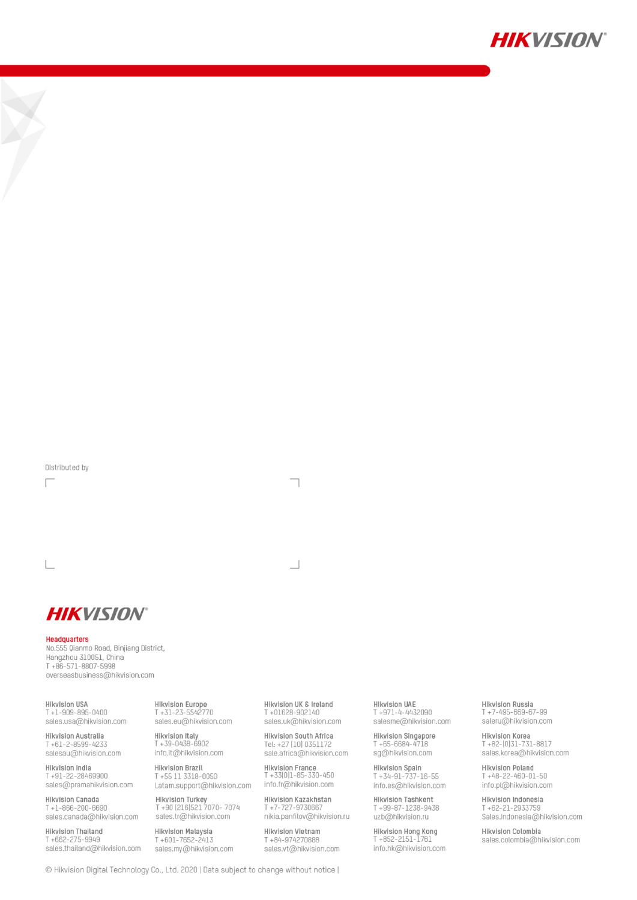Distributed by

**HIKVISION**

**Headquarters**
No.555 Qianmo Road, Binjiang District,
Hangzhou 310051, China
T +86-571-8807-5998
overseasbusiness@hikvision.com

**Hikvision USA**
T +1-909-895-0400
sales.usa@hikvision.com

**Hikvision Australia**
T +61-2-8599-4233
salesau@hikvision.com

**Hikvision India**
T +91-22-28469900
sales@pramahikvision.com

**Hikvision Canada**
T +1-866-200-6690
sales.canada@hikvision.com

**Hikvision Thailand**
T +662-275-9949
sales.thailand@hikvision.com

**Hikvision Europe**
T +31-23-5542770
sales.eu@hikvision.com

**Hikvision Italy**
T +39-0438-6902
info.it@hikvision.com

**Hikvision Brazil**
T +55 11 3318-0050
Latam.support@hikvision.com

**Hikvision Turkey**
T +90 (216)521 7070- 7074
sales.tr@hikvision.com

**Hikvision Malaysia**
T +601-7652-2413
sales.my@hikvision.com

**Hikvision UK & Ireland**
T +01628-902140
sales.uk@hikvision.com

**Hikvision South Africa**
Tel: +27 (10) 0351172
sale.africa@hikvision.com

**Hikvision France**
T +33(0)1-85-330-450
info.fr@hikvision.com

**Hikvision Kazakhstan**
T +7-727-9730667
nikia.panfilov@hikvision.ru

**Hikvision Vietnam**
T +84-974270888
sales.vt@hikvision.com

**Hikvision UAE**
T +971-4-4432090
salesme@hikvision.com

**Hikvision Singapore**
T +65-6684-4718
sg@hikvision.com

**Hikvision Spain**
T +34-91-737-16-55
info.es@hikvision.com

**Hikvision Tashkent**
T +99-87-1238-9438
uzb@hikvision.ru

**Hikvision Hong Kong**
T +852-2151-1761
info.hk@hikvision.com

**Hikvision Russia**
T +7-495-669-67-99
saleru@hikvision.com

**Hikvision Korea**
T +82-(0)31-731-8817
sales.korea@hikvision.com

**Hikvision Poland**
T +48-22-460-01-50
info.pl@hikvision.com

**Hikvision Indonesia**
T +62-21-2933759
Sales.Indonesia@hikvision.com

**Hikvision Colombia**
sales.colombia@hikvision.com

© Hikvision Digital Technology Co., Ltd. 2020 | Data subject to change without notice |